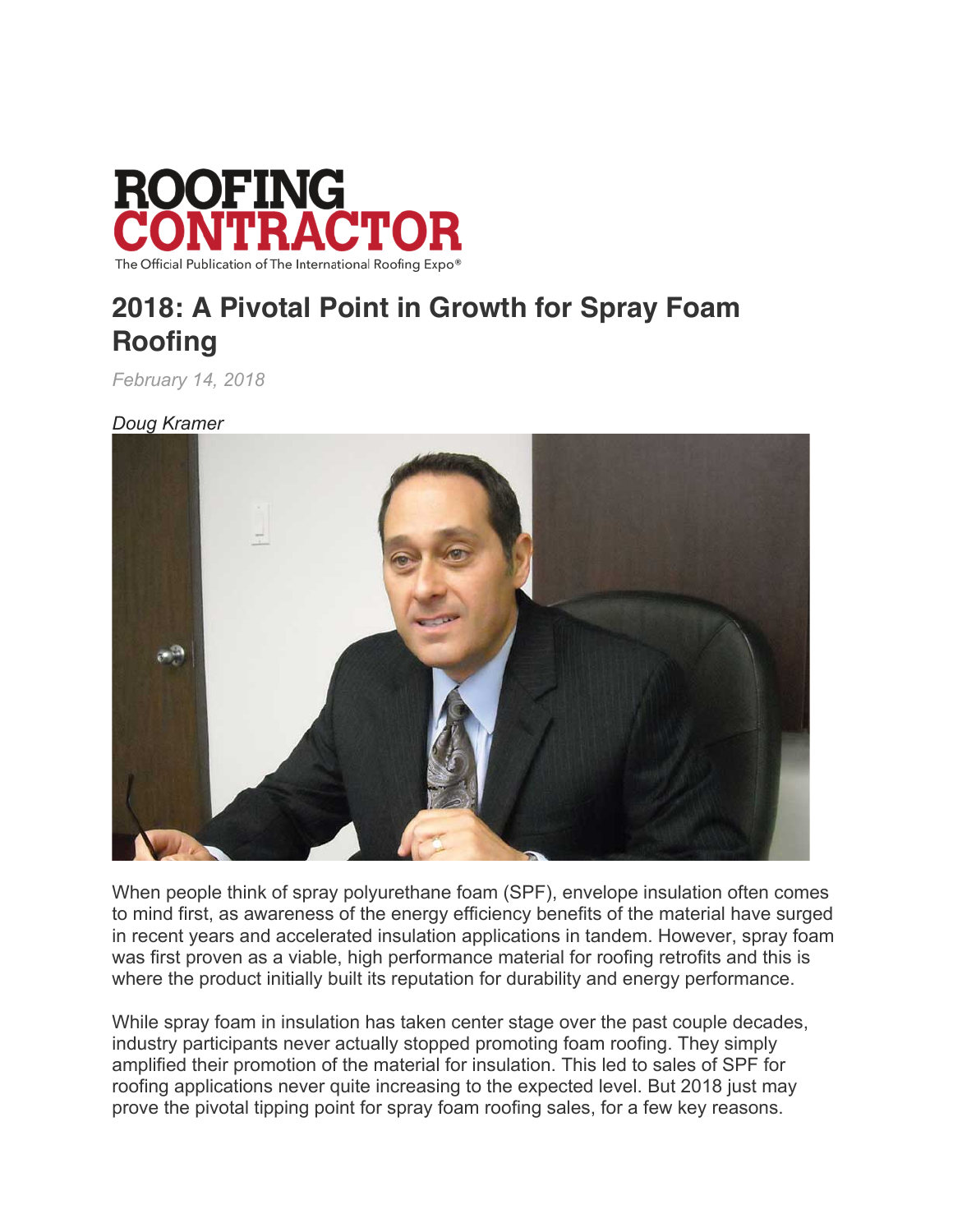ROOFING CONTRACTOR

The Official Publication of The International Roofing Expo®

# 2018: A Pivotal Point in Growth for Spray Foam Roofing

*February 14, 2018*

*Doug Kramer*

When people think of spray polyurethane foam (SPF), envelope insulation often comes to mind first, as awareness of the energy efficiency benefits of the material have surged in recent years and accelerated insulation applications in tandem. However, spray foam was first proven as a viable, high performance material for roofing retrofits and this is where the product initially built its reputation for durability and energy performance.

While spray foam in insulation has taken center stage over the past couple decades, industry participants never actually stopped promoting foam roofing. They simply amplified their promotion of the material for insulation. This led to sales of SPF for roofing applications never quite increasing to the expected level. But 2018 just may prove the pivotal tipping point for spray foam roofing sales, for a few key reasons.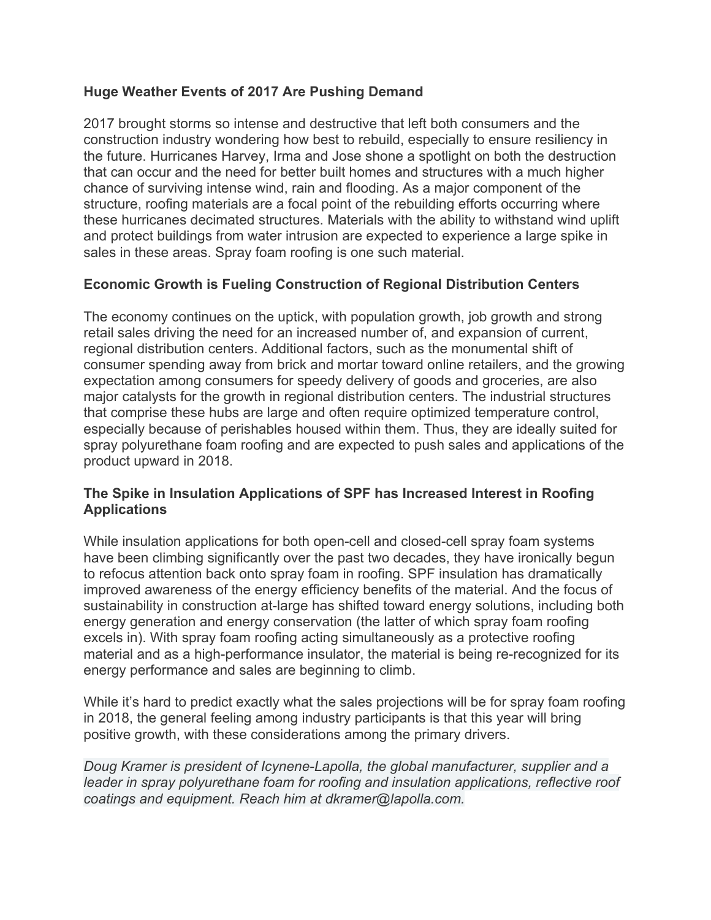**Huge Weather Events of 2017 Are Pushing Demand**

2017 brought storms so intense and destructive that left both consumers and the construction industry wondering how best to rebuild, especially to ensure resiliency in the future. Hurricanes Harvey, Irma and Jose shone a spotlight on both the destruction that can occur and the need for better built homes and structures with a much higher chance of surviving intense wind, rain and flooding. As a major component of the structure, roofing materials are a focal point of the rebuilding efforts occurring where these hurricanes decimated structures. Materials with the ability to withstand wind uplift and protect buildings from water intrusion are expected to experience a large spike in sales in these areas. Spray foam roofing is one such material.

**Economic Growth is Fueling Construction of Regional Distribution Centers**

The economy continues on the uptick, with population growth, job growth and strong retail sales driving the need for an increased number of, and expansion of current, regional distribution centers. Additional factors, such as the monumental shift of consumer spending away from brick and mortar toward online retailers, and the growing expectation among consumers for speedy delivery of goods and groceries, are also major catalysts for the growth in regional distribution centers. The industrial structures that comprise these hubs are large and often require optimized temperature control, especially because of perishables housed within them. Thus, they are ideally suited for spray polyurethane foam roofing and are expected to push sales and applications of the product upward in 2018.

**The Spike in Insulation Applications of SPF has Increased Interest in Roofing Applications**

While insulation applications for both open-cell and closed-cell spray foam systems have been climbing significantly over the past two decades, they have ironically begun to refocus attention back onto spray foam in roofing. SPF insulation has dramatically improved awareness of the energy efficiency benefits of the material. And the focus of sustainability in construction at-large has shifted toward energy solutions, including both energy generation and energy conservation (the latter of which spray foam roofing excels in). With spray foam roofing acting simultaneously as a protective roofing material and as a high-performance insulator, the material is being re-recognized for its energy performance and sales are beginning to climb.

While it's hard to predict exactly what the sales projections will be for spray foam roofing in 2018, the general feeling among industry participants is that this year will bring positive growth, with these considerations among the primary drivers.

*Doug Kramer is president of Icynene-Lapolla, the global manufacturer, supplier and a leader in spray polyurethane foam for roofing and insulation applications, reflective roof coatings and equipment. Reach him at dkramer@lapolla.com.*